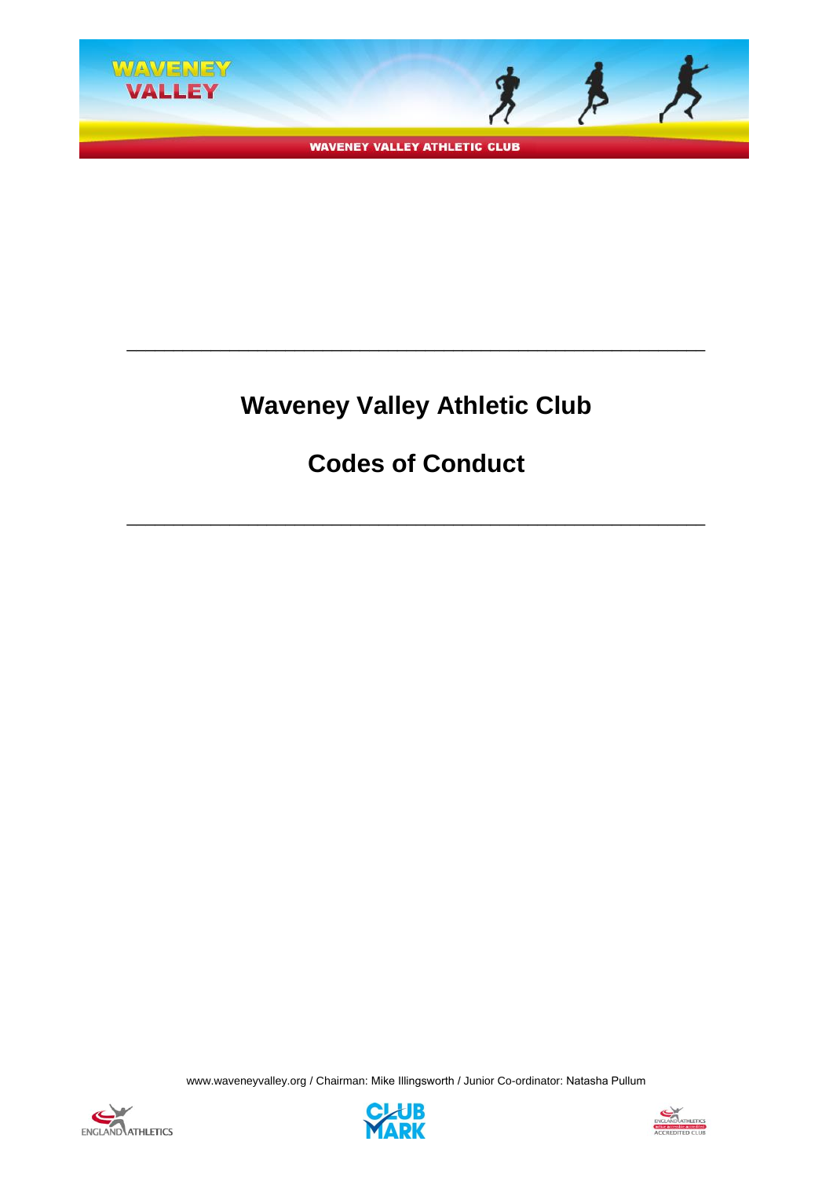---

# Waveney Valley Athletic Club

# Codes of Conduct

---

www.waveneyvalley.org / Chairman: Mike Illingsworth / Junior Co-ordinator: Natasha Pullum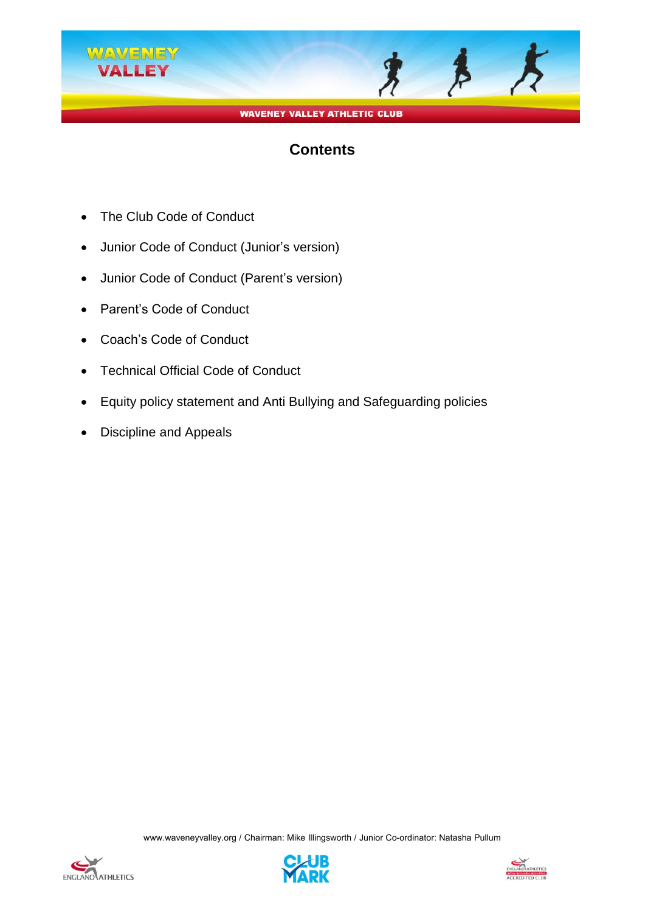## Contents

- The Club Code of Conduct
- Junior Code of Conduct (Junior's version)
- Junior Code of Conduct (Parent's version)
- Parent's Code of Conduct
- Coach's Code of Conduct
- Technical Official Code of Conduct
- Equity policy statement and Anti Bullying and Safeguarding policies
- Discipline and Appeals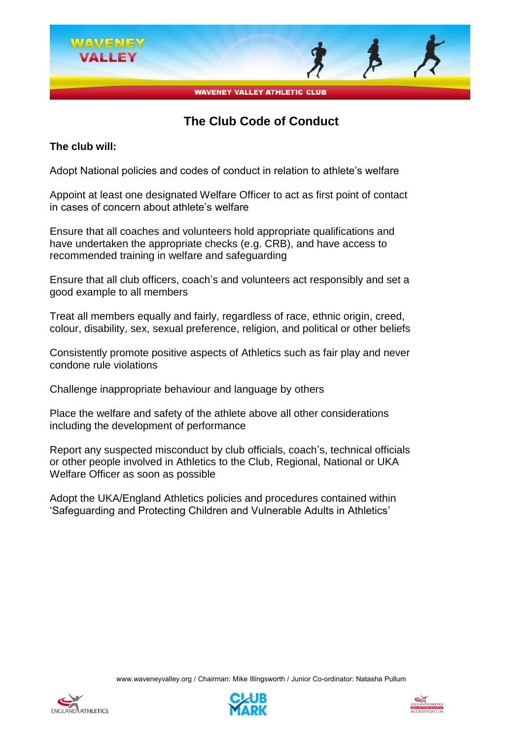# The Club Code of Conduct

**The club will:**

Adopt National policies and codes of conduct in relation to athlete's welfare

Appoint at least one designated Welfare Officer to act as first point of contact in cases of concern about athlete's welfare

Ensure that all coaches and volunteers hold appropriate qualifications and have undertaken the appropriate checks (e.g. CRB), and have access to recommended training in welfare and safeguarding

Ensure that all club officers, coach's and volunteers act responsibly and set a good example to all members

Treat all members equally and fairly, regardless of race, ethnic origin, creed, colour, disability, sex, sexual preference, religion, and political or other beliefs

Consistently promote positive aspects of Athletics such as fair play and never condone rule violations

Challenge inappropriate behaviour and language by others

Place the welfare and safety of the athlete above all other considerations including the development of performance

Report any suspected misconduct by club officials, coach's, technical officials or other people involved in Athletics to the Club, Regional, National or UKA Welfare Officer as soon as possible

Adopt the UKA/England Athletics policies and procedures contained within 'Safeguarding and Protecting Children and Vulnerable Adults in Athletics'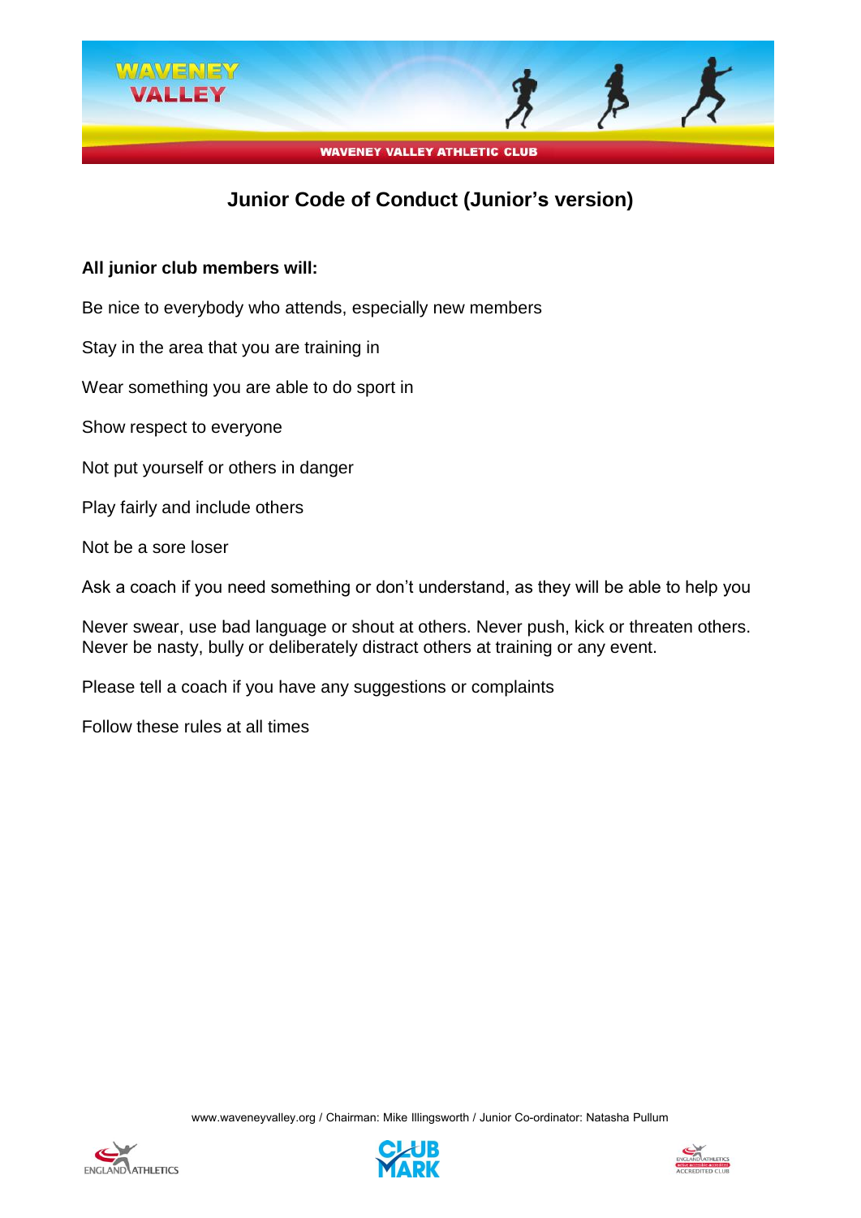# Junior Code of Conduct (Junior's version)

**All junior club members will:**

Be nice to everybody who attends, especially new members

Stay in the area that you are training in

Wear something you are able to do sport in

Show respect to everyone

Not put yourself or others in danger

Play fairly and include others

Not be a sore loser

Ask a coach if you need something or don't understand, as they will be able to help you

Never swear, use bad language or shout at others. Never push, kick or threaten others. Never be nasty, bully or deliberately distract others at training or any event.

Please tell a coach if you have any suggestions or complaints

Follow these rules at all times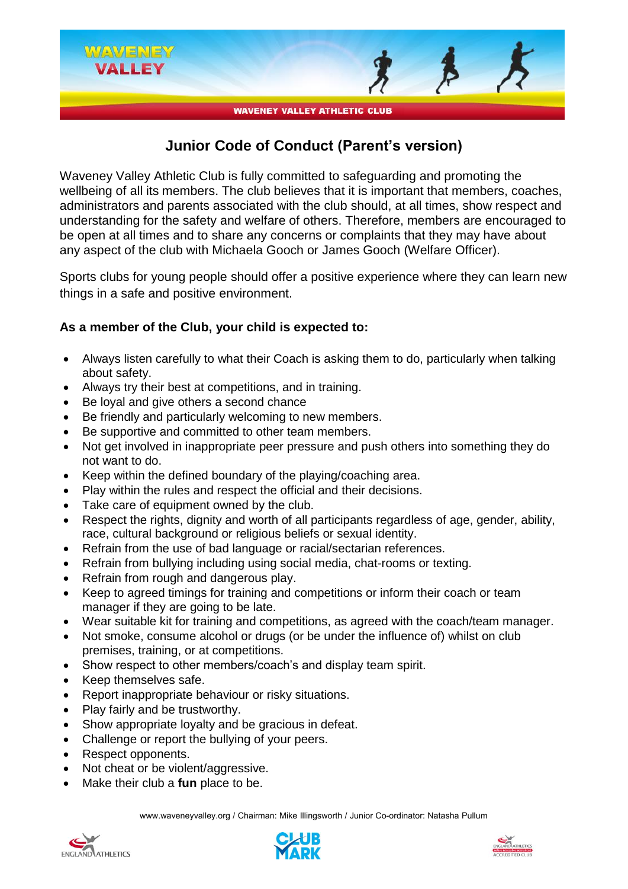# Junior Code of Conduct (Parent's version)

Waveney Valley Athletic Club is fully committed to safeguarding and promoting the wellbeing of all its members. The club believes that it is important that members, coaches, administrators and parents associated with the club should, at all times, show respect and understanding for the safety and welfare of others. Therefore, members are encouraged to be open at all times and to share any concerns or complaints that they may have about any aspect of the club with Michaela Gooch or James Gooch (Welfare Officer).

Sports clubs for young people should offer a positive experience where they can learn new things in a safe and positive environment.

**As a member of the Club, your child is expected to:**

- Always listen carefully to what their Coach is asking them to do, particularly when talking about safety.
- Always try their best at competitions, and in training.
- Be loyal and give others a second chance
- Be friendly and particularly welcoming to new members.
- Be supportive and committed to other team members.
- Not get involved in inappropriate peer pressure and push others into something they do not want to do.
- Keep within the defined boundary of the playing/coaching area.
- Play within the rules and respect the official and their decisions.
- Take care of equipment owned by the club.
- Respect the rights, dignity and worth of all participants regardless of age, gender, ability, race, cultural background or religious beliefs or sexual identity.
- Refrain from the use of bad language or racial/sectarian references.
- Refrain from bullying including using social media, chat-rooms or texting.
- Refrain from rough and dangerous play.
- Keep to agreed timings for training and competitions or inform their coach or team manager if they are going to be late.
- Wear suitable kit for training and competitions, as agreed with the coach/team manager.
- Not smoke, consume alcohol or drugs (or be under the influence of) whilst on club premises, training, or at competitions.
- Show respect to other members/coach's and display team spirit.
- Keep themselves safe.
- Report inappropriate behaviour or risky situations.
- Play fairly and be trustworthy.
- Show appropriate loyalty and be gracious in defeat.
- Challenge or report the bullying of your peers.
- Respect opponents.
- Not cheat or be violent/aggressive.
- Make their club a **fun** place to be.

www.waveneyvalley.org / Chairman: Mike Illingsworth / Junior Co-ordinator: Natasha Pullum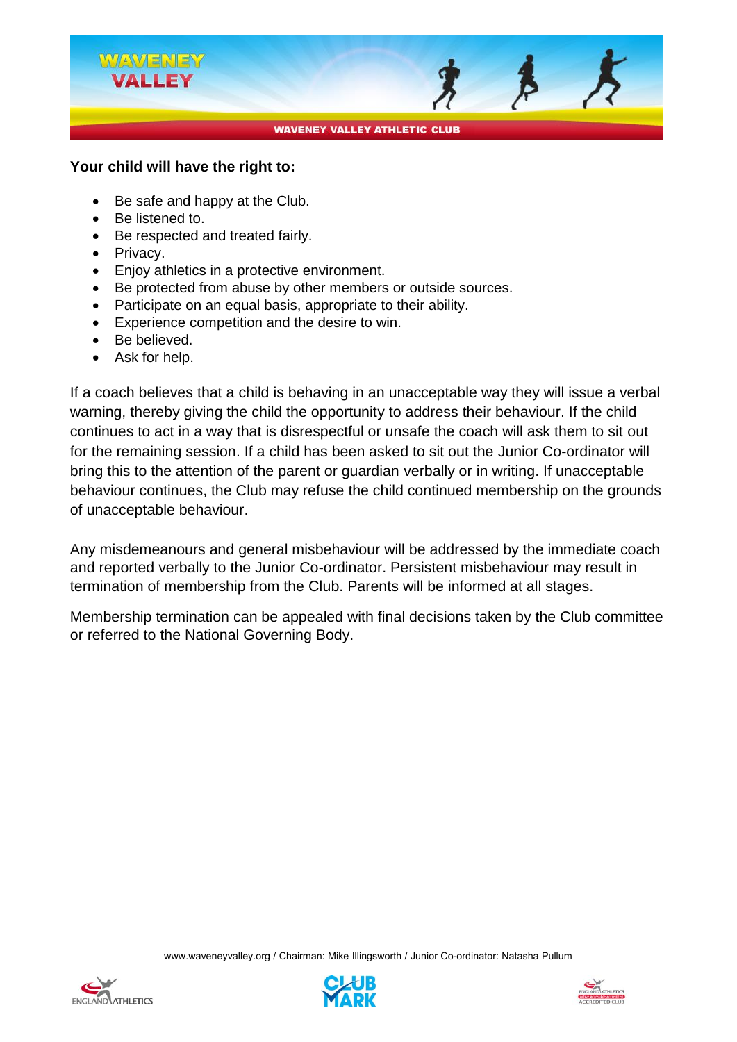**Your child will have the right to:**

- Be safe and happy at the Club.
- Be listened to.
- Be respected and treated fairly.
- Privacy.
- Enjoy athletics in a protective environment.
- Be protected from abuse by other members or outside sources.
- Participate on an equal basis, appropriate to their ability.
- Experience competition and the desire to win.
- Be believed.
- Ask for help.

If a coach believes that a child is behaving in an unacceptable way they will issue a verbal warning, thereby giving the child the opportunity to address their behaviour. If the child continues to act in a way that is disrespectful or unsafe the coach will ask them to sit out for the remaining session. If a child has been asked to sit out the Junior Co-ordinator will bring this to the attention of the parent or guardian verbally or in writing. If unacceptable behaviour continues, the Club may refuse the child continued membership on the grounds of unacceptable behaviour.

Any misdemeanours and general misbehaviour will be addressed by the immediate coach and reported verbally to the Junior Co-ordinator. Persistent misbehaviour may result in termination of membership from the Club. Parents will be informed at all stages.

Membership termination can be appealed with final decisions taken by the Club committee or referred to the National Governing Body.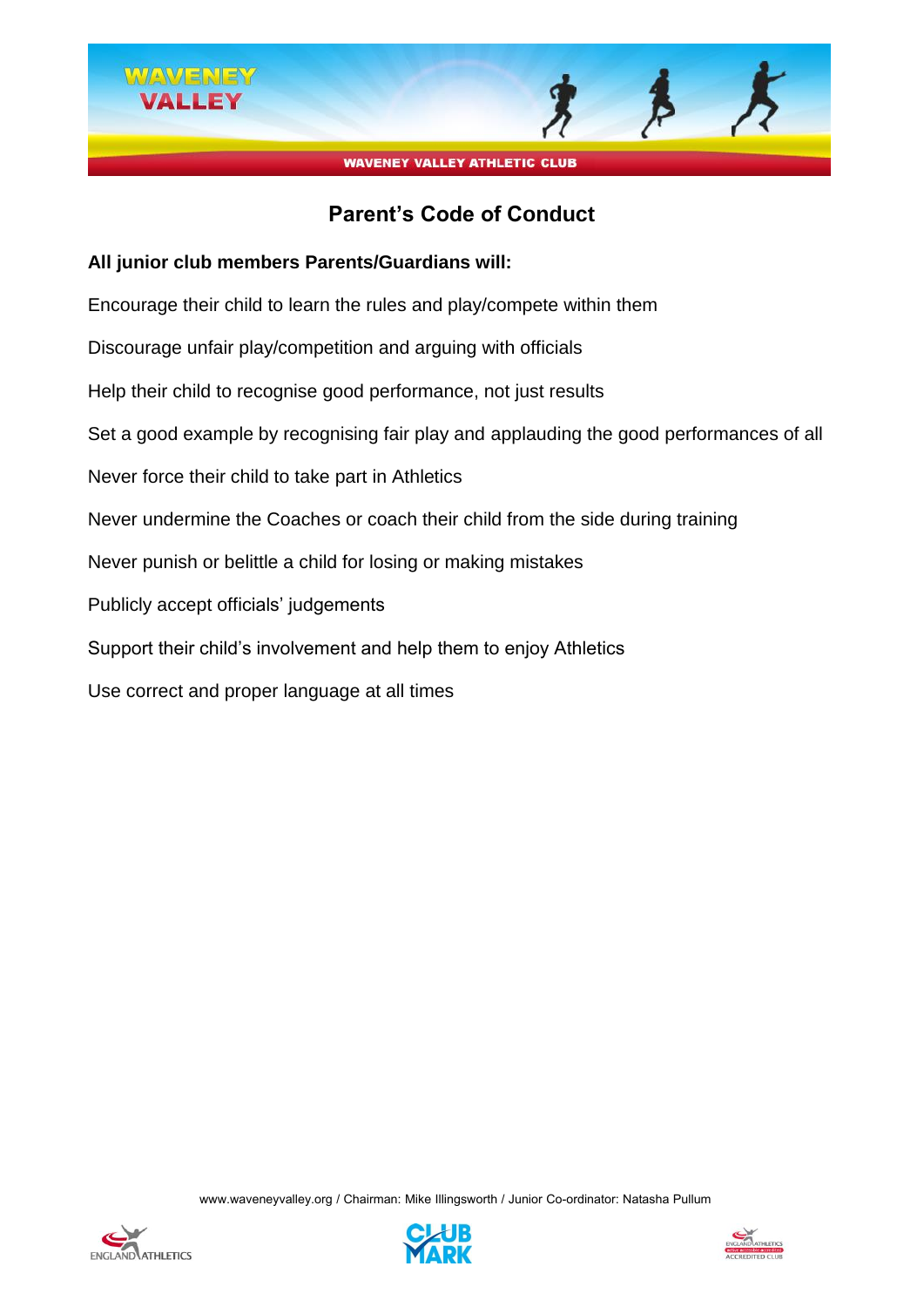# Parent's Code of Conduct

**All junior club members Parents/Guardians will:**

Encourage their child to learn the rules and play/compete within them

Discourage unfair play/competition and arguing with officials

Help their child to recognise good performance, not just results

Set a good example by recognising fair play and applauding the good performances of all

Never force their child to take part in Athletics

Never undermine the Coaches or coach their child from the side during training

Never punish or belittle a child for losing or making mistakes

Publicly accept officials' judgements

Support their child's involvement and help them to enjoy Athletics

Use correct and proper language at all times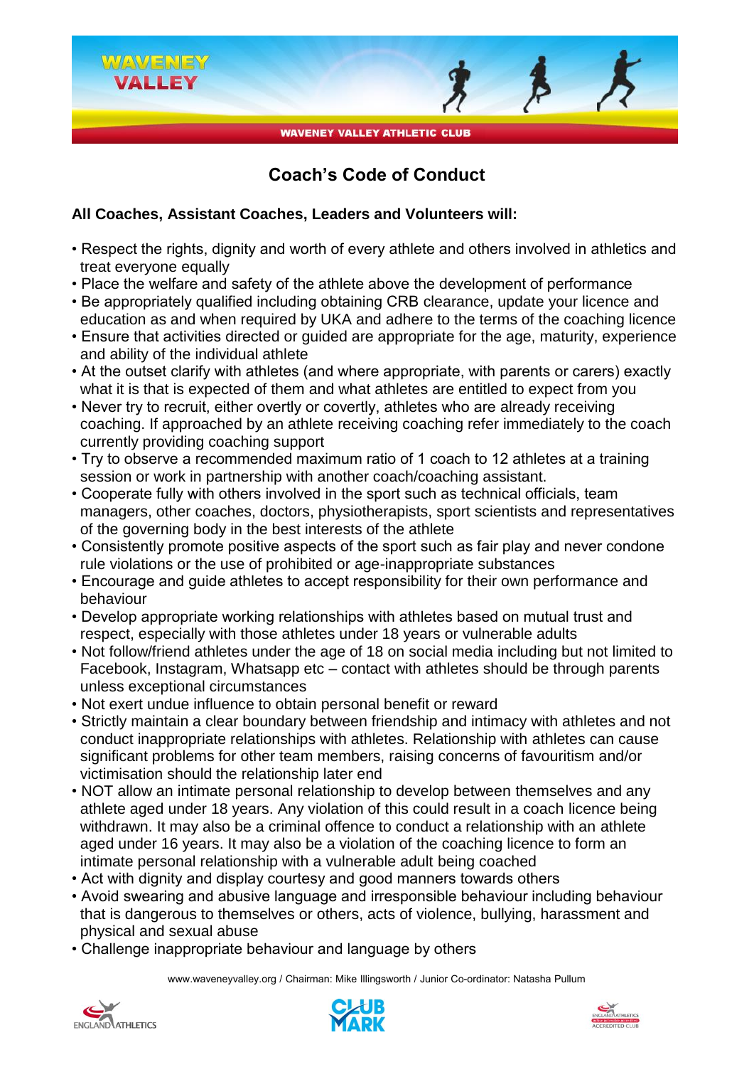# Coach's Code of Conduct

**All Coaches, Assistant Coaches, Leaders and Volunteers will:**

- Respect the rights, dignity and worth of every athlete and others involved in athletics and treat everyone equally
- Place the welfare and safety of the athlete above the development of performance
- Be appropriately qualified including obtaining CRB clearance, update your licence and education as and when required by UKA and adhere to the terms of the coaching licence
- Ensure that activities directed or guided are appropriate for the age, maturity, experience and ability of the individual athlete
- At the outset clarify with athletes (and where appropriate, with parents or carers) exactly what it is that is expected of them and what athletes are entitled to expect from you
- Never try to recruit, either overtly or covertly, athletes who are already receiving coaching. If approached by an athlete receiving coaching refer immediately to the coach currently providing coaching support
- Try to observe a recommended maximum ratio of 1 coach to 12 athletes at a training session or work in partnership with another coach/coaching assistant.
- Cooperate fully with others involved in the sport such as technical officials, team managers, other coaches, doctors, physiotherapists, sport scientists and representatives of the governing body in the best interests of the athlete
- Consistently promote positive aspects of the sport such as fair play and never condone rule violations or the use of prohibited or age-inappropriate substances
- Encourage and guide athletes to accept responsibility for their own performance and behaviour
- Develop appropriate working relationships with athletes based on mutual trust and respect, especially with those athletes under 18 years or vulnerable adults
- Not follow/friend athletes under the age of 18 on social media including but not limited to Facebook, Instagram, Whatsapp etc – contact with athletes should be through parents unless exceptional circumstances
- Not exert undue influence to obtain personal benefit or reward
- Strictly maintain a clear boundary between friendship and intimacy with athletes and not conduct inappropriate relationships with athletes. Relationship with athletes can cause significant problems for other team members, raising concerns of favouritism and/or victimisation should the relationship later end
- NOT allow an intimate personal relationship to develop between themselves and any athlete aged under 18 years. Any violation of this could result in a coach licence being withdrawn. It may also be a criminal offence to conduct a relationship with an athlete aged under 16 years. It may also be a violation of the coaching licence to form an intimate personal relationship with a vulnerable adult being coached
- Act with dignity and display courtesy and good manners towards others
- Avoid swearing and abusive language and irresponsible behaviour including behaviour that is dangerous to themselves or others, acts of violence, bullying, harassment and physical and sexual abuse
- Challenge inappropriate behaviour and language by others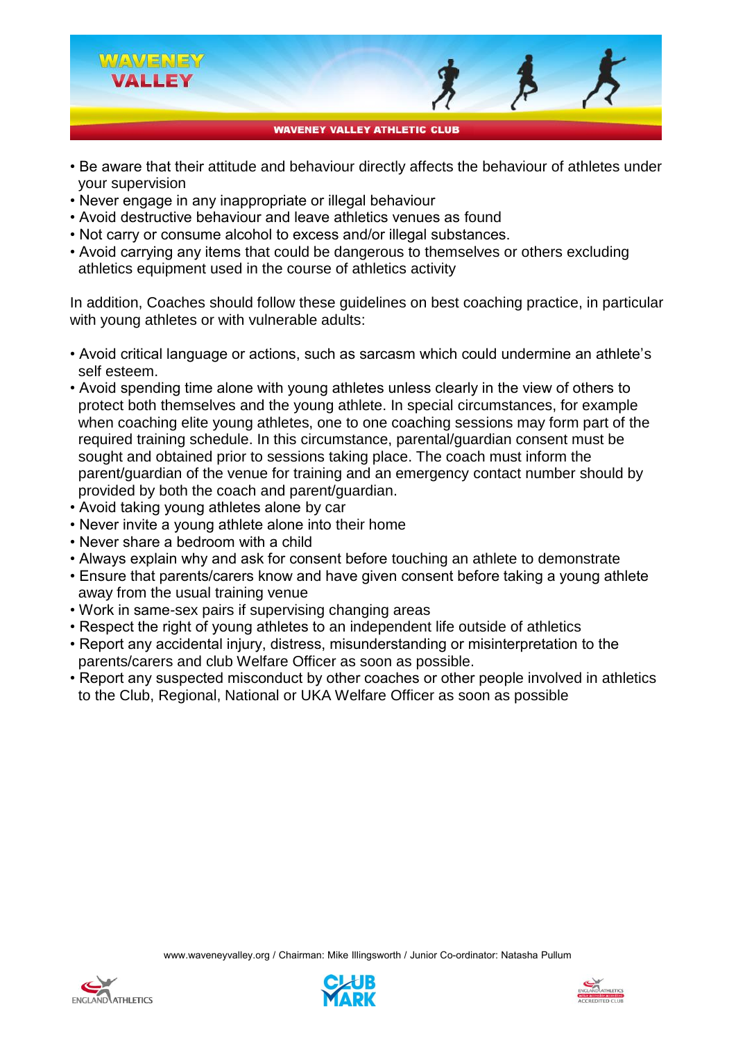- Be aware that their attitude and behaviour directly affects the behaviour of athletes under your supervision
- Never engage in any inappropriate or illegal behaviour
- Avoid destructive behaviour and leave athletics venues as found
- Not carry or consume alcohol to excess and/or illegal substances.
- Avoid carrying any items that could be dangerous to themselves or others excluding athletics equipment used in the course of athletics activity

In addition, Coaches should follow these guidelines on best coaching practice, in particular with young athletes or with vulnerable adults:

- Avoid critical language or actions, such as sarcasm which could undermine an athlete's self esteem.
- Avoid spending time alone with young athletes unless clearly in the view of others to protect both themselves and the young athlete. In special circumstances, for example when coaching elite young athletes, one to one coaching sessions may form part of the required training schedule. In this circumstance, parental/guardian consent must be sought and obtained prior to sessions taking place. The coach must inform the parent/guardian of the venue for training and an emergency contact number should by provided by both the coach and parent/guardian.
- Avoid taking young athletes alone by car
- Never invite a young athlete alone into their home
- Never share a bedroom with a child
- Always explain why and ask for consent before touching an athlete to demonstrate
- Ensure that parents/carers know and have given consent before taking a young athlete away from the usual training venue
- Work in same-sex pairs if supervising changing areas
- Respect the right of young athletes to an independent life outside of athletics
- Report any accidental injury, distress, misunderstanding or misinterpretation to the parents/carers and club Welfare Officer as soon as possible.
- Report any suspected misconduct by other coaches or other people involved in athletics to the Club, Regional, National or UKA Welfare Officer as soon as possible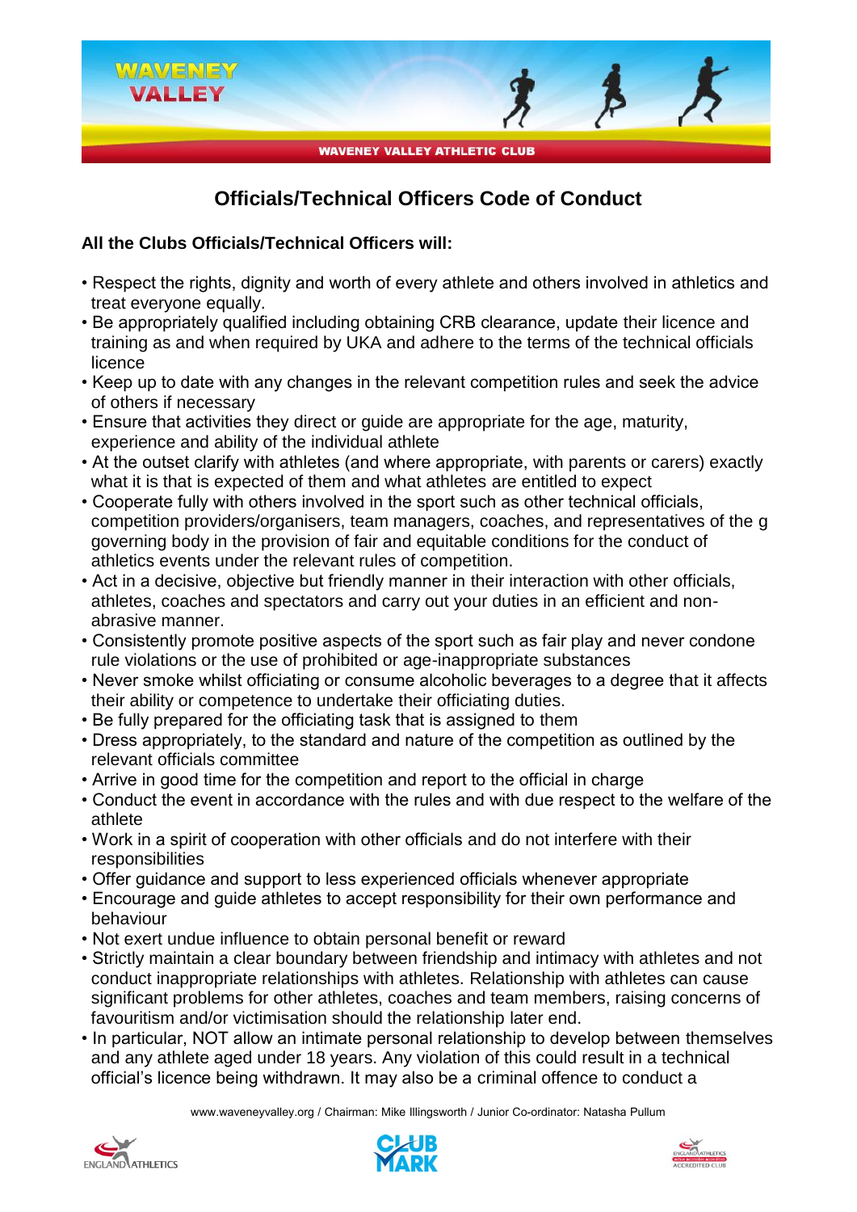# Officials/Technical Officers Code of Conduct

**All the Clubs Officials/Technical Officers will:**

- Respect the rights, dignity and worth of every athlete and others involved in athletics and treat everyone equally.
- Be appropriately qualified including obtaining CRB clearance, update their licence and training as and when required by UKA and adhere to the terms of the technical officials licence
- Keep up to date with any changes in the relevant competition rules and seek the advice of others if necessary
- Ensure that activities they direct or guide are appropriate for the age, maturity, experience and ability of the individual athlete
- At the outset clarify with athletes (and where appropriate, with parents or carers) exactly what it is that is expected of them and what athletes are entitled to expect
- Cooperate fully with others involved in the sport such as other technical officials, competition providers/organisers, team managers, coaches, and representatives of the g governing body in the provision of fair and equitable conditions for the conduct of athletics events under the relevant rules of competition.
- Act in a decisive, objective but friendly manner in their interaction with other officials, athletes, coaches and spectators and carry out your duties in an efficient and non-abrasive manner.
- Consistently promote positive aspects of the sport such as fair play and never condone rule violations or the use of prohibited or age-inappropriate substances
- Never smoke whilst officiating or consume alcoholic beverages to a degree that it affects their ability or competence to undertake their officiating duties.
- Be fully prepared for the officiating task that is assigned to them
- Dress appropriately, to the standard and nature of the competition as outlined by the relevant officials committee
- Arrive in good time for the competition and report to the official in charge
- Conduct the event in accordance with the rules and with due respect to the welfare of the athlete
- Work in a spirit of cooperation with other officials and do not interfere with their responsibilities
- Offer guidance and support to less experienced officials whenever appropriate
- Encourage and guide athletes to accept responsibility for their own performance and behaviour
- Not exert undue influence to obtain personal benefit or reward
- Strictly maintain a clear boundary between friendship and intimacy with athletes and not conduct inappropriate relationships with athletes. Relationship with athletes can cause significant problems for other athletes, coaches and team members, raising concerns of favouritism and/or victimisation should the relationship later end.
- In particular, NOT allow an intimate personal relationship to develop between themselves and any athlete aged under 18 years. Any violation of this could result in a technical official's licence being withdrawn. It may also be a criminal offence to conduct a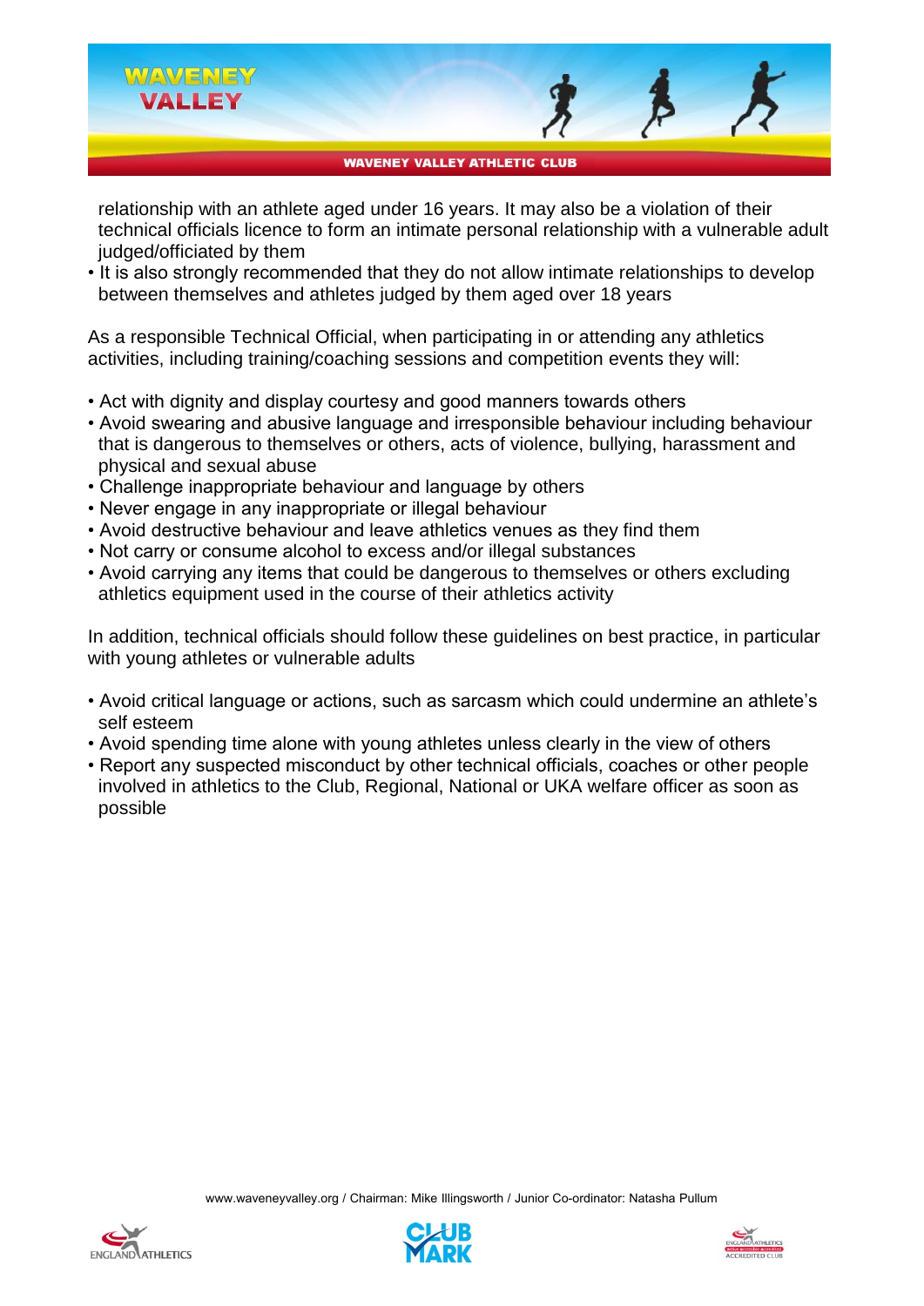relationship with an athlete aged under 16 years. It may also be a violation of their technical officials licence to form an intimate personal relationship with a vulnerable adult judged/officiated by them

- It is also strongly recommended that they do not allow intimate relationships to develop between themselves and athletes judged by them aged over 18 years

As a responsible Technical Official, when participating in or attending any athletics activities, including training/coaching sessions and competition events they will:

- Act with dignity and display courtesy and good manners towards others
- Avoid swearing and abusive language and irresponsible behaviour including behaviour that is dangerous to themselves or others, acts of violence, bullying, harassment and physical and sexual abuse
- Challenge inappropriate behaviour and language by others
- Never engage in any inappropriate or illegal behaviour
- Avoid destructive behaviour and leave athletics venues as they find them
- Not carry or consume alcohol to excess and/or illegal substances
- Avoid carrying any items that could be dangerous to themselves or others excluding athletics equipment used in the course of their athletics activity

In addition, technical officials should follow these guidelines on best practice, in particular with young athletes or vulnerable adults

- Avoid critical language or actions, such as sarcasm which could undermine an athlete's self esteem
- Avoid spending time alone with young athletes unless clearly in the view of others
- Report any suspected misconduct by other technical officials, coaches or other people involved in athletics to the Club, Regional, National or UKA welfare officer as soon as possible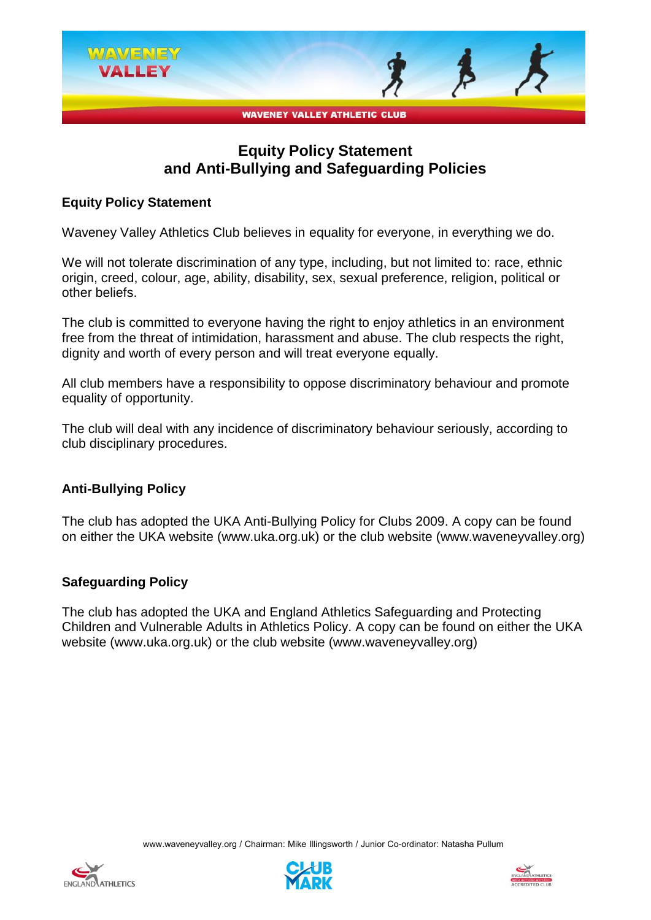# Equity Policy Statement and Anti-Bullying and Safeguarding Policies

## Equity Policy Statement

Waveney Valley Athletics Club believes in equality for everyone, in everything we do.

We will not tolerate discrimination of any type, including, but not limited to: race, ethnic origin, creed, colour, age, ability, disability, sex, sexual preference, religion, political or other beliefs.

The club is committed to everyone having the right to enjoy athletics in an environment free from the threat of intimidation, harassment and abuse. The club respects the right, dignity and worth of every person and will treat everyone equally.

All club members have a responsibility to oppose discriminatory behaviour and promote equality of opportunity.

The club will deal with any incidence of discriminatory behaviour seriously, according to club disciplinary procedures.

## Anti-Bullying Policy

The club has adopted the UKA Anti-Bullying Policy for Clubs 2009. A copy can be found on either the UKA website (www.uka.org.uk) or the club website (www.waveneyvalley.org)

## Safeguarding Policy

The club has adopted the UKA and England Athletics Safeguarding and Protecting Children and Vulnerable Adults in Athletics Policy. A copy can be found on either the UKA website (www.uka.org.uk) or the club website (www.waveneyvalley.org)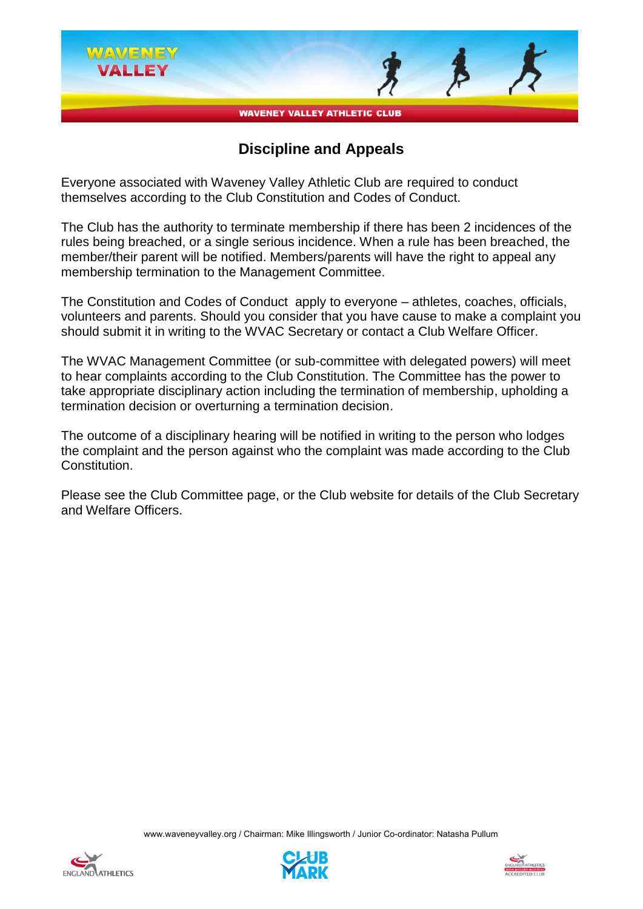# Discipline and Appeals

Everyone associated with Waveney Valley Athletic Club are required to conduct themselves according to the Club Constitution and Codes of Conduct.

The Club has the authority to terminate membership if there has been 2 incidences of the rules being breached, or a single serious incidence. When a rule has been breached, the member/their parent will be notified. Members/parents will have the right to appeal any membership termination to the Management Committee.

The Constitution and Codes of Conduct apply to everyone – athletes, coaches, officials, volunteers and parents. Should you consider that you have cause to make a complaint you should submit it in writing to the WVAC Secretary or contact a Club Welfare Officer.

The WVAC Management Committee (or sub-committee with delegated powers) will meet to hear complaints according to the Club Constitution. The Committee has the power to take appropriate disciplinary action including the termination of membership, upholding a termination decision or overturning a termination decision.

The outcome of a disciplinary hearing will be notified in writing to the person who lodges the complaint and the person against who the complaint was made according to the Club Constitution.

Please see the Club Committee page, or the Club website for details of the Club Secretary and Welfare Officers.